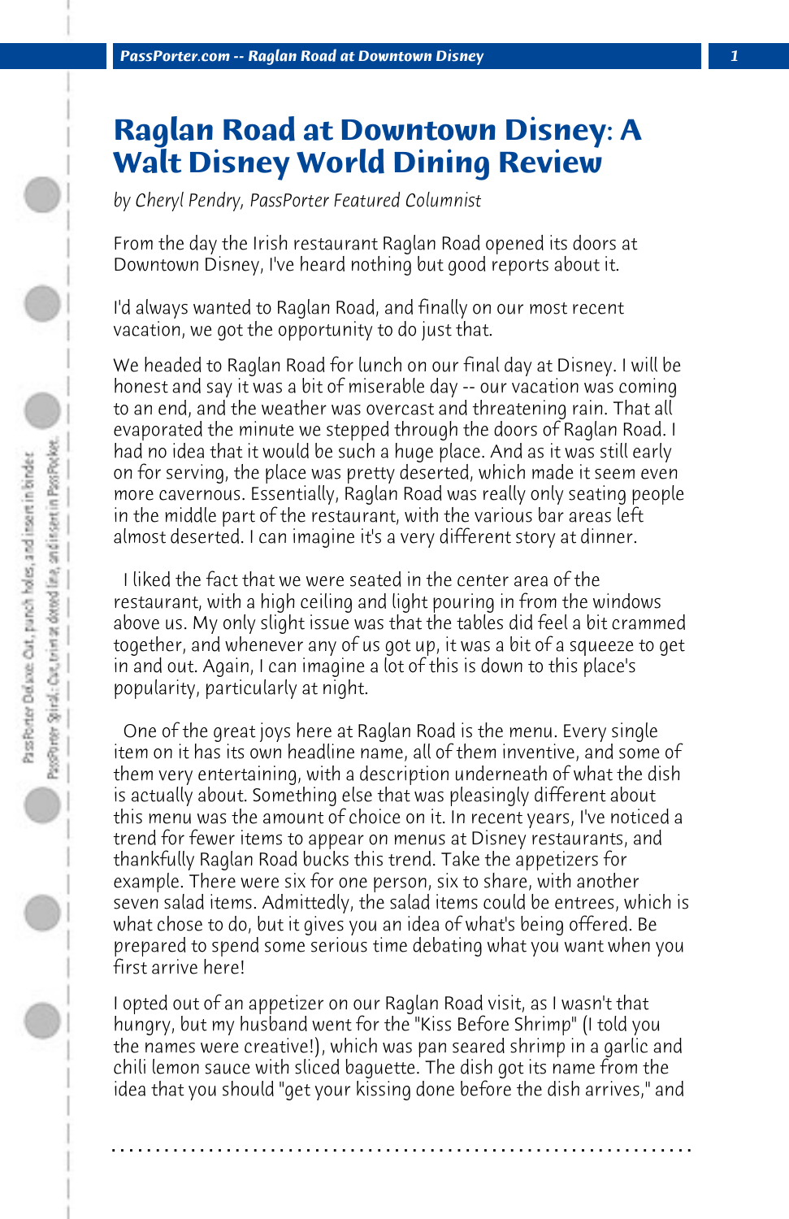# Raglan Road at Downtown Disney: A Walt Disney World Dining Review

*by Cheryl Pendry, PassPorter Featured Columnist*

From the day the Irish restaurant Raglan Road opened its doors at Downtown Disney, I've heard nothing but good reports about it.

I'd always wanted to Raglan Road, and finally on our most recent vacation, we got the opportunity to do just that.

We headed to Raglan Road for lunch on our final day at Disney. I will be honest and say it was a bit of miserable day -- our vacation was coming to an end, and the weather was overcast and threatening rain. That all evaporated the minute we stepped through the doors of Raglan Road. I had no idea that it would be such a huge place. And as it was still early on for serving, the place was pretty deserted, which made it seem even more cavernous. Essentially, Raglan Road was really only seating people in the middle part of the restaurant, with the various bar areas left almost deserted. I can imagine it's a very different story at dinner.

I liked the fact that we were seated in the center area of the restaurant, with a high ceiling and light pouring in from the windows above us. My only slight issue was that the tables did feel a bit crammed together, and whenever any of us got up, it was a bit of a squeeze to get in and out. Again, I can imagine a lot of this is down to this place's popularity, particularly at night.

One of the great joys here at Raglan Road is the menu. Every single item on it has its own headline name, all of them inventive, and some of them very entertaining, with a description underneath of what the dish is actually about. Something else that was pleasingly different about this menu was the amount of choice on it. In recent years, I've noticed a trend for fewer items to appear on menus at Disney restaurants, and thankfully Raglan Road bucks this trend. Take the appetizers for example. There were six for one person, six to share, with another seven salad items. Admittedly, the salad items could be entrees, which is what chose to do, but it gives you an idea of what's being offered. Be prepared to spend some serious time debating what you want when you first arrive here!

I opted out of an appetizer on our Raglan Road visit, as I wasn't that hungry, but my husband went for the "Kiss Before Shrimp" (I told you the names were creative!), which was pan seared shrimp in a garlic and chili lemon sauce with sliced baguette. The dish got its name from the idea that you should "get your kissing done before the dish arrives," and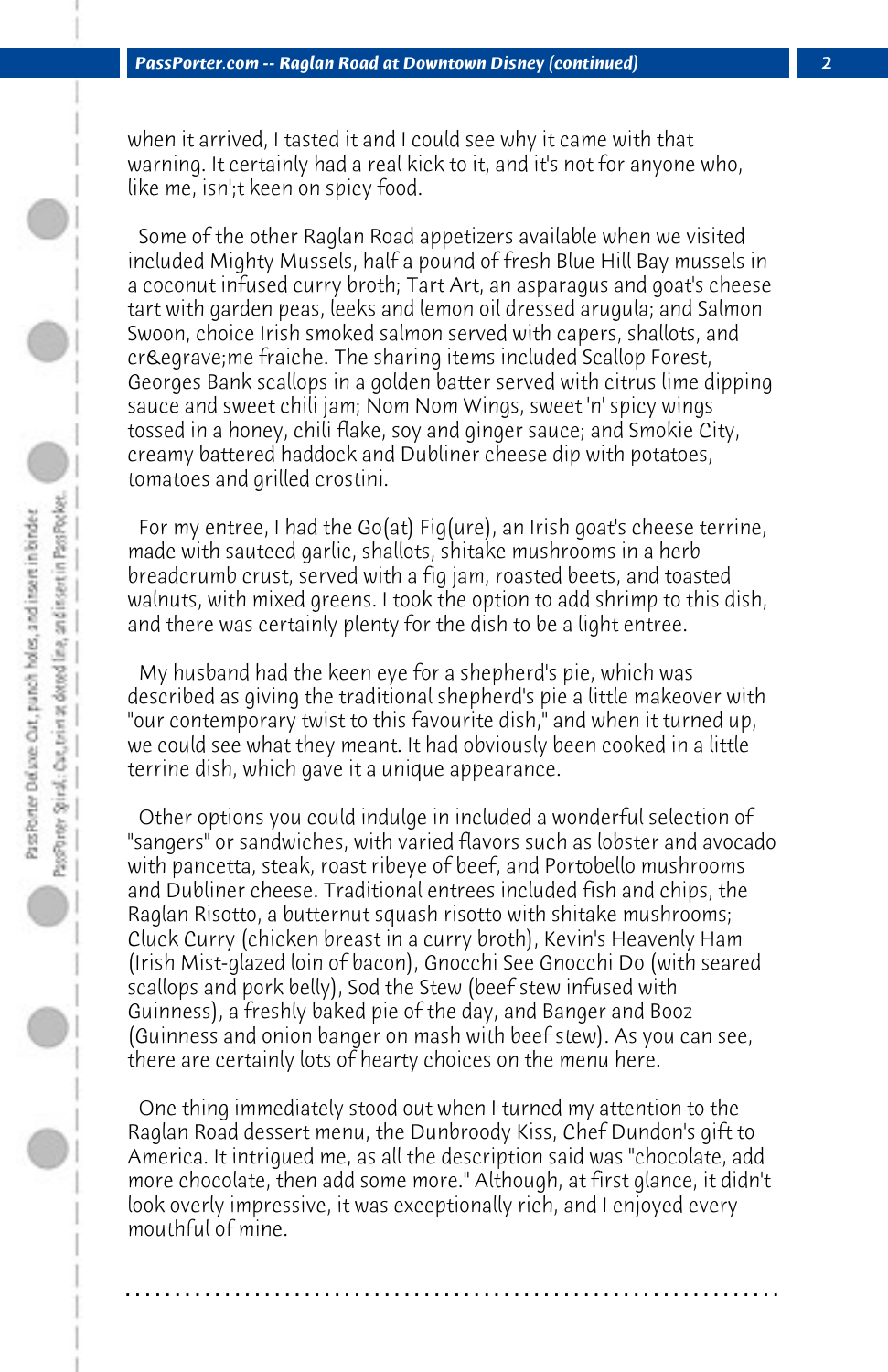when it arrived, I tasted it and I could see why it came with that warning. It certainly had a real kick to it, and it's not for anyone who, like me, isn';t keen on spicy food.

Some of the other Raglan Road appetizers available when we visited included Mighty Mussels, half a pound of fresh Blue Hill Bay mussels in a coconut infused curry broth; Tart Art, an asparagus and goat's cheese tart with garden peas, leeks and lemon oil dressed arugula; and Salmon Swoon, choice Irish smoked salmon served with capers, shallots, and cr&egrave;me fraiche. The sharing items included Scallop Forest, Georges Bank scallops in a golden batter served with citrus lime dipping sauce and sweet chili jam; Nom Nom Wings, sweet 'n' spicy wings tossed in a honey, chili flake, soy and ginger sauce; and Smokie City, creamy battered haddock and Dubliner cheese dip with potatoes, tomatoes and grilled crostini.

For my entree, I had the Go(at) Fig(ure), an Irish goat's cheese terrine, made with sauteed garlic, shallots, shitake mushrooms in a herb breadcrumb crust, served with a fig jam, roasted beets, and toasted walnuts, with mixed greens. I took the option to add shrimp to this dish, and there was certainly plenty for the dish to be a light entree.

My husband had the keen eye for a shepherd's pie, which was described as giving the traditional shepherd's pie a little makeover with "our contemporary twist to this favourite dish," and when it turned up, we could see what they meant. It had obviously been cooked in a little terrine dish, which gave it a unique appearance.

Other options you could indulge in included a wonderful selection of "sangers" or sandwiches, with varied flavors such as lobster and avocado with pancetta, steak, roast ribeye of beef, and Portobello mushrooms and Dubliner cheese. Traditional entrees included fish and chips, the Raglan Risotto, a butternut squash risotto with shitake mushrooms; Cluck Curry (chicken breast in a curry broth), Kevin's Heavenly Ham (Irish Mist-glazed loin of bacon), Gnocchi See Gnocchi Do (with seared scallops and pork belly), Sod the Stew (beef stew infused with Guinness), a freshly baked pie of the day, and Banger and Booz (Guinness and onion banger on mash with beef stew). As you can see, there are certainly lots of hearty choices on the menu here.

One thing immediately stood out when I turned my attention to the Raglan Road dessert menu, the Dunbroody Kiss, Chef Dundon's gift to America. It intrigued me, as all the description said was "chocolate, add more chocolate, then add some more." Although, at first glance, it didn't look overly impressive, it was exceptionally rich, and I enjoyed every mouthful of mine.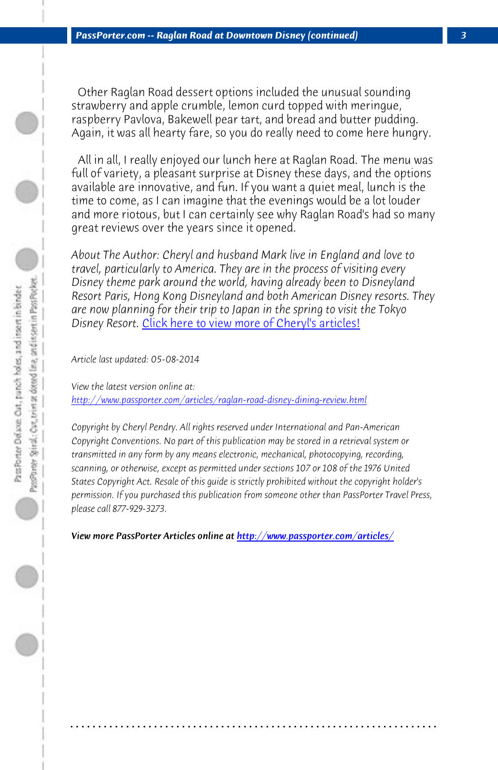Other Raglan Road dessert options included the unusual sounding strawberry and apple crumble, lemon curd topped with meringue, raspberry Pavlova, Bakewell pear tart, and bread and butter pudding. Again, it was all hearty fare, so you do really need to come here hungry.

All in all, I really enjoyed our lunch here at Raglan Road. The menu was full of variety, a pleasant surprise at Disney these days, and the options available are innovative, and fun. If you want a quiet meal, lunch is the time to come, as I can imagine that the evenings would be a lot louder and more riotous, but I can certainly see why Raglan Road's had so many great reviews over the years since it opened.

*About The Author: Cheryl and husband Mark live in England and love to travel, particularly to America. They are in the process of visiting every Disney theme park around the world, having already been to Disneyland Resort Paris, Hong Kong Disneyland and both American Disney resorts. They are now planning for their trip to Japan in the spring to visit the Tokyo Disney Resort.* Click here to view more of Cheryl's articles!

*Article last updated: 05-08-2014*

*View the latest version online at:*
*http://www.passporter.com/articles/raglan-road-disney-dining-review.html*

*Copyright by Cheryl Pendry. All rights reserved under International and Pan-American Copyright Conventions. No part of this publication may be stored in a retrieval system or transmitted in any form by any means electronic, mechanical, photocopying, recording, scanning, or otherwise, except as permitted under sections 107 or 108 of the 1976 United States Copyright Act. Resale of this guide is strictly prohibited without the copyright holder's permission. If you purchased this publication from someone other than PassPorter Travel Press, please call 877-929-3273.*

***View more PassPorter Articles online at http://www.passporter.com/articles/***